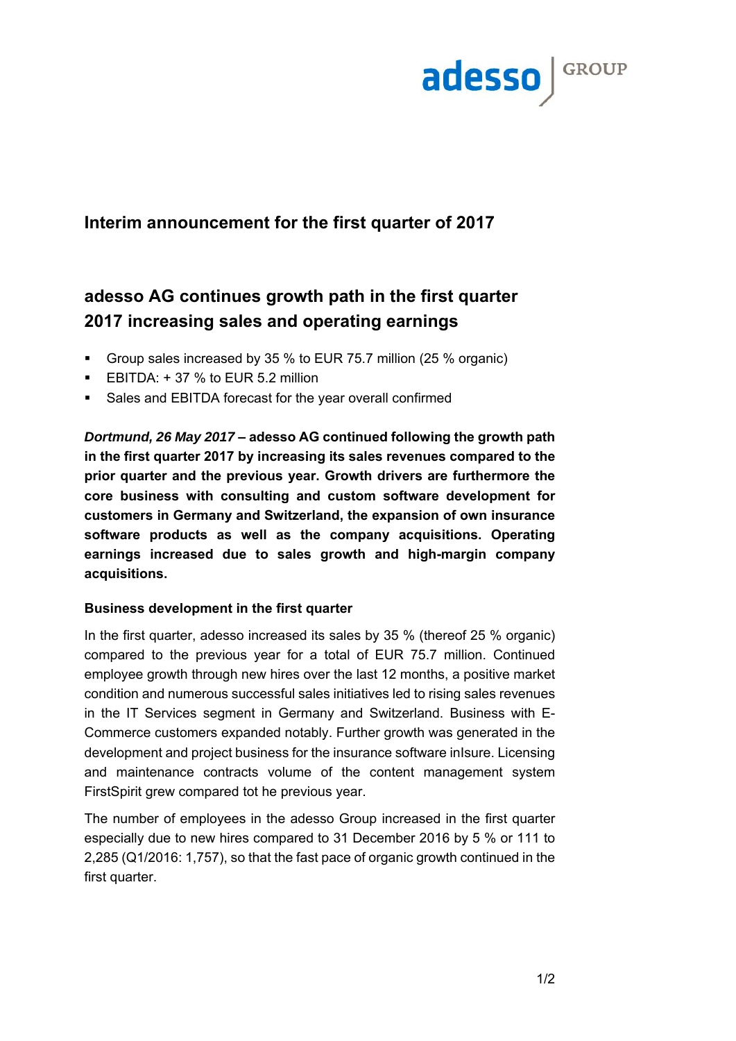## Interim announcement for the first quarter of 2017

# adesso AG continues growth path in the first quarter 2017 increasing sales and operating earnings

- Group sales increased by 35 % to EUR 75.7 million (25 % organic)
- EBITDA: + 37 % to EUR 5.2 million
- Sales and EBITDA forecast for the year overall confirmed

***Dortmund, 26 May 2017*** **– adesso AG continued following the growth path in the first quarter 2017 by increasing its sales revenues compared to the prior quarter and the previous year. Growth drivers are furthermore the core business with consulting and custom software development for customers in Germany and Switzerland, the expansion of own insurance software products as well as the company acquisitions. Operating earnings increased due to sales growth and high-margin company acquisitions.**

**Business development in the first quarter**

In the first quarter, adesso increased its sales by 35 % (thereof 25 % organic) compared to the previous year for a total of EUR 75.7 million. Continued employee growth through new hires over the last 12 months, a positive market condition and numerous successful sales initiatives led to rising sales revenues in the IT Services segment in Germany and Switzerland. Business with E-Commerce customers expanded notably. Further growth was generated in the development and project business for the insurance software inIsure. Licensing and maintenance contracts volume of the content management system FirstSpirit grew compared tot he previous year.

The number of employees in the adesso Group increased in the first quarter especially due to new hires compared to 31 December 2016 by 5 % or 111 to 2,285 (Q1/2016: 1,757), so that the fast pace of organic growth continued in the first quarter.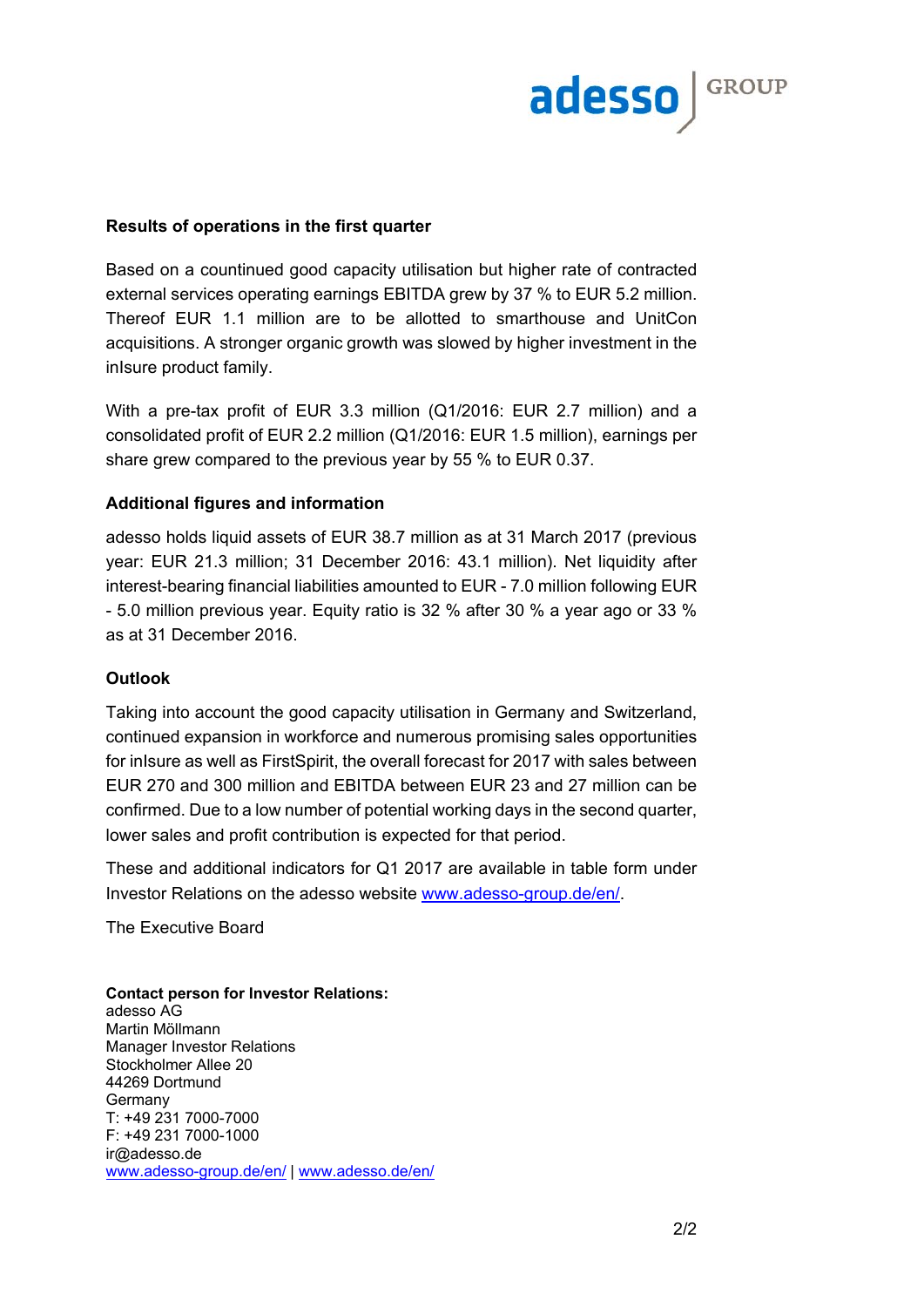**Results of operations in the first quarter**

Based on a countinued good capacity utilisation but higher rate of contracted external services operating earnings EBITDA grew by 37 % to EUR 5.2 million. Thereof EUR 1.1 million are to be allotted to smarthouse and UnitCon acquisitions. A stronger organic growth was slowed by higher investment in the inIsure product family.

With a pre-tax profit of EUR 3.3 million (Q1/2016: EUR 2.7 million) and a consolidated profit of EUR 2.2 million (Q1/2016: EUR 1.5 million), earnings per share grew compared to the previous year by 55 % to EUR 0.37.

**Additional figures and information**

adesso holds liquid assets of EUR 38.7 million as at 31 March 2017 (previous year: EUR 21.3 million; 31 December 2016: 43.1 million). Net liquidity after interest-bearing financial liabilities amounted to EUR - 7.0 million following EUR - 5.0 million previous year. Equity ratio is 32 % after 30 % a year ago or 33 % as at 31 December 2016.

**Outlook**

Taking into account the good capacity utilisation in Germany and Switzerland, continued expansion in workforce and numerous promising sales opportunities for inIsure as well as FirstSpirit, the overall forecast for 2017 with sales between EUR 270 and 300 million and EBITDA between EUR 23 and 27 million can be confirmed. Due to a low number of potential working days in the second quarter, lower sales and profit contribution is expected for that period.

These and additional indicators for Q1 2017 are available in table form under Investor Relations on the adesso website www.adesso-group.de/en/.

The Executive Board

**Contact person for Investor Relations:**
adesso AG
Martin Möllmann
Manager Investor Relations
Stockholmer Allee 20
44269 Dortmund
Germany
T: +49 231 7000-7000
F: +49 231 7000-1000
ir@adesso.de
www.adesso-group.de/en/ | www.adesso.de/en/